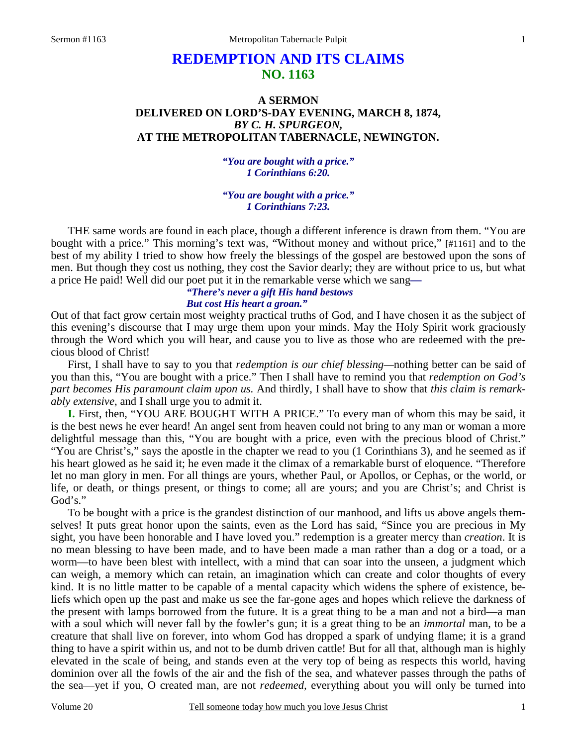# REDEMPTION AND ITS CLAIMS
## NO. 1163

### A SERMON
### DELIVERED ON LORD'S-DAY EVENING, MARCH 8, 1874,
### *BY C. H. SPURGEON,*
### AT THE METROPOLITAN TABERNACLE, NEWINGTON.

*"You are bought with a price."*
*1 Corinthians 6:20.*

*"You are bought with a price."*
*1 Corinthians 7:23.*

THE same words are found in each place, though a different inference is drawn from them. "You are bought with a price." This morning's text was, "Without money and without price," [#1161] and to the best of my ability I tried to show how freely the blessings of the gospel are bestowed upon the sons of men. But though they cost us nothing, they cost the Savior dearly; they are without price to us, but what a price He paid! Well did our poet put it in the remarkable verse which we sang—

> ***"There's never a gift His hand bestows***
> ***But cost His heart a groan."***

Out of that fact grow certain most weighty practical truths of God, and I have chosen it as the subject of this evening's discourse that I may urge them upon your minds. May the Holy Spirit work graciously through the Word which you will hear, and cause you to live as those who are redeemed with the precious blood of Christ!

First, I shall have to say to you that *redemption is our chief blessing*—nothing better can be said of you than this, "You are bought with a price." Then I shall have to remind you that *redemption on God's part becomes His paramount claim upon us.* And thirdly, I shall have to show that *this claim is remarkably extensive*, and I shall urge you to admit it.

**I.** First, then, "YOU ARE BOUGHT WITH A PRICE." To every man of whom this may be said, it is the best news he ever heard! An angel sent from heaven could not bring to any man or woman a more delightful message than this, "You are bought with a price, even with the precious blood of Christ." "You are Christ's," says the apostle in the chapter we read to you (1 Corinthians 3), and he seemed as if his heart glowed as he said it; he even made it the climax of a remarkable burst of eloquence. "Therefore let no man glory in men. For all things are yours, whether Paul, or Apollos, or Cephas, or the world, or life, or death, or things present, or things to come; all are yours; and you are Christ's; and Christ is God's."

To be bought with a price is the grandest distinction of our manhood, and lifts us above angels themselves! It puts great honor upon the saints, even as the Lord has said, "Since you are precious in My sight, you have been honorable and I have loved you." redemption is a greater mercy than *creation*. It is no mean blessing to have been made, and to have been made a man rather than a dog or a toad, or a worm—to have been blest with intellect, with a mind that can soar into the unseen, a judgment which can weigh, a memory which can retain, an imagination which can create and color thoughts of every kind. It is no little matter to be capable of a mental capacity which widens the sphere of existence, beliefs which open up the past and make us see the far-gone ages and hopes which relieve the darkness of the present with lamps borrowed from the future. It is a great thing to be a man and not a bird—a man with a soul which will never fall by the fowler's gun; it is a great thing to be an *immortal* man, to be a creature that shall live on forever, into whom God has dropped a spark of undying flame; it is a grand thing to have a spirit within us, and not to be dumb driven cattle! But for all that, although man is highly elevated in the scale of being, and stands even at the very top of being as respects this world, having dominion over all the fowls of the air and the fish of the sea, and whatever passes through the paths of the sea—yet if you, O created man, are not *redeemed,* everything about you will only be turned into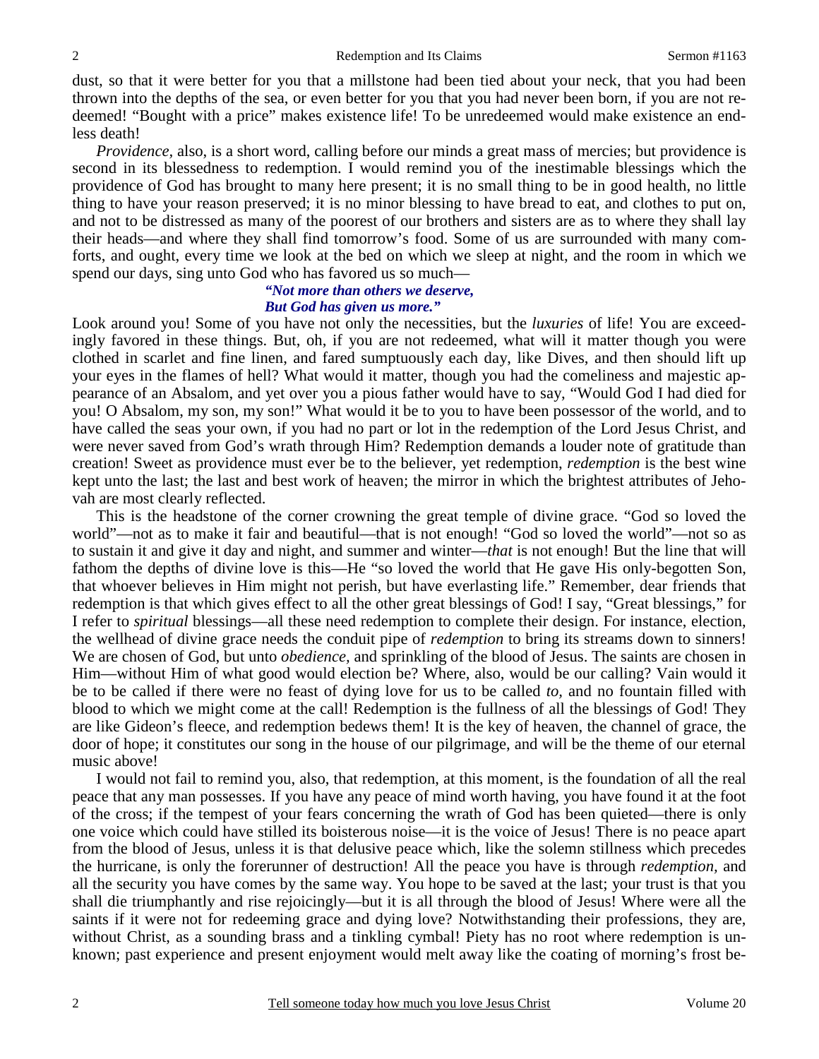dust, so that it were better for you that a millstone had been tied about your neck, that you had been thrown into the depths of the sea, or even better for you that you had never been born, if you are not redeemed! "Bought with a price" makes existence life! To be unredeemed would make existence an endless death!

*Providence*, also, is a short word, calling before our minds a great mass of mercies; but providence is second in its blessedness to redemption. I would remind you of the inestimable blessings which the providence of God has brought to many here present; it is no small thing to be in good health, no little thing to have your reason preserved; it is no minor blessing to have bread to eat, and clothes to put on, and not to be distressed as many of the poorest of our brothers and sisters are as to where they shall lay their heads—and where they shall find tomorrow's food. Some of us are surrounded with many comforts, and ought, every time we look at the bed on which we sleep at night, and the room in which we spend our days, sing unto God who has favored us so much—

> ***"Not more than others we deserve,***
> ***But God has given us more."***

Look around you! Some of you have not only the necessities, but the *luxuries* of life! You are exceedingly favored in these things. But, oh, if you are not redeemed, what will it matter though you were clothed in scarlet and fine linen, and fared sumptuously each day, like Dives, and then should lift up your eyes in the flames of hell? What would it matter, though you had the comeliness and majestic appearance of an Absalom, and yet over you a pious father would have to say, "Would God I had died for you! O Absalom, my son, my son!" What would it be to you to have been possessor of the world, and to have called the seas your own, if you had no part or lot in the redemption of the Lord Jesus Christ, and were never saved from God's wrath through Him? Redemption demands a louder note of gratitude than creation! Sweet as providence must ever be to the believer, yet redemption, *redemption* is the best wine kept unto the last; the last and best work of heaven; the mirror in which the brightest attributes of Jehovah are most clearly reflected.

This is the headstone of the corner crowning the great temple of divine grace. "God so loved the world"—not as to make it fair and beautiful—that is not enough! "God so loved the world"—not so as to sustain it and give it day and night, and summer and winter—*that* is not enough! But the line that will fathom the depths of divine love is this—He "so loved the world that He gave His only-begotten Son, that whoever believes in Him might not perish, but have everlasting life." Remember, dear friends that redemption is that which gives effect to all the other great blessings of God! I say, "Great blessings," for I refer to *spiritual* blessings—all these need redemption to complete their design. For instance, election, the wellhead of divine grace needs the conduit pipe of *redemption* to bring its streams down to sinners! We are chosen of God, but unto *obedience,* and sprinkling of the blood of Jesus. The saints are chosen in Him—without Him of what good would election be? Where, also, would be our calling? Vain would it be to be called if there were no feast of dying love for us to be called *to,* and no fountain filled with blood to which we might come at the call! Redemption is the fullness of all the blessings of God! They are like Gideon's fleece, and redemption bedews them! It is the key of heaven, the channel of grace, the door of hope; it constitutes our song in the house of our pilgrimage, and will be the theme of our eternal music above!

I would not fail to remind you, also, that redemption, at this moment, is the foundation of all the real peace that any man possesses. If you have any peace of mind worth having, you have found it at the foot of the cross; if the tempest of your fears concerning the wrath of God has been quieted—there is only one voice which could have stilled its boisterous noise—it is the voice of Jesus! There is no peace apart from the blood of Jesus, unless it is that delusive peace which, like the solemn stillness which precedes the hurricane, is only the forerunner of destruction! All the peace you have is through *redemption,* and all the security you have comes by the same way. You hope to be saved at the last; your trust is that you shall die triumphantly and rise rejoicingly—but it is all through the blood of Jesus! Where were all the saints if it were not for redeeming grace and dying love? Notwithstanding their professions, they are, without Christ, as a sounding brass and a tinkling cymbal! Piety has no root where redemption is unknown; past experience and present enjoyment would melt away like the coating of morning's frost be-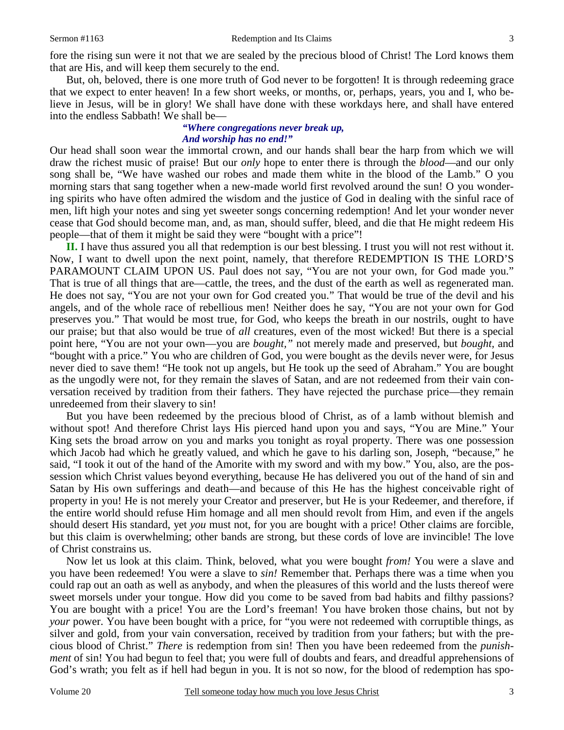fore the rising sun were it not that we are sealed by the precious blood of Christ! The Lord knows them that are His, and will keep them securely to the end.

But, oh, beloved, there is one more truth of God never to be forgotten! It is through redeeming grace that we expect to enter heaven! In a few short weeks, or months, or, perhaps, years, you and I, who believe in Jesus, will be in glory! We shall have done with these workdays here, and shall have entered into the endless Sabbath! We shall be—

> ***"Where congregations never break up,***
> ***And worship has no end!"***

Our head shall soon wear the immortal crown, and our hands shall bear the harp from which we will draw the richest music of praise! But our *only* hope to enter there is through the *blood*—and our only song shall be, "We have washed our robes and made them white in the blood of the Lamb." O you morning stars that sang together when a new-made world first revolved around the sun! O you wondering spirits who have often admired the wisdom and the justice of God in dealing with the sinful race of men, lift high your notes and sing yet sweeter songs concerning redemption! And let your wonder never cease that God should become man, and, as man, should suffer, bleed, and die that He might redeem His people—that of them it might be said they were "bought with a price"!

**II.** I have thus assured you all that redemption is our best blessing. I trust you will not rest without it. Now, I want to dwell upon the next point, namely, that therefore REDEMPTION IS THE LORD'S PARAMOUNT CLAIM UPON US. Paul does not say, "You are not your own, for God made you." That is true of all things that are—cattle, the trees, and the dust of the earth as well as regenerated man. He does not say, "You are not your own for God created you." That would be true of the devil and his angels, and of the whole race of rebellious men! Neither does he say, "You are not your own for God preserves you." That would be most true, for God, who keeps the breath in our nostrils, ought to have our praise; but that also would be true of *all* creatures, even of the most wicked! But there is a special point here, "You are not your own—you are *bought,"* not merely made and preserved, but *bought,* and "bought with a price." You who are children of God, you were bought as the devils never were, for Jesus never died to save them! "He took not up angels, but He took up the seed of Abraham." You are bought as the ungodly were not, for they remain the slaves of Satan, and are not redeemed from their vain conversation received by tradition from their fathers. They have rejected the purchase price—they remain unredeemed from their slavery to sin!

But you have been redeemed by the precious blood of Christ, as of a lamb without blemish and without spot! And therefore Christ lays His pierced hand upon you and says, "You are Mine." Your King sets the broad arrow on you and marks you tonight as royal property. There was one possession which Jacob had which he greatly valued, and which he gave to his darling son, Joseph, "because," he said, "I took it out of the hand of the Amorite with my sword and with my bow." You, also, are the possession which Christ values beyond everything, because He has delivered you out of the hand of sin and Satan by His own sufferings and death—and because of this He has the highest conceivable right of property in you! He is not merely your Creator and preserver, but He is your Redeemer, and therefore, if the entire world should refuse Him homage and all men should revolt from Him, and even if the angels should desert His standard, yet *you* must not, for you are bought with a price! Other claims are forcible, but this claim is overwhelming; other bands are strong, but these cords of love are invincible! The love of Christ constrains us.

Now let us look at this claim. Think, beloved, what you were bought *from!* You were a slave and you have been redeemed! You were a slave to *sin!* Remember that. Perhaps there was a time when you could rap out an oath as well as anybody, and when the pleasures of this world and the lusts thereof were sweet morsels under your tongue. How did you come to be saved from bad habits and filthy passions? You are bought with a price! You are the Lord's freeman! You have broken those chains, but not by *your* power. You have been bought with a price, for "you were not redeemed with corruptible things, as silver and gold, from your vain conversation, received by tradition from your fathers; but with the precious blood of Christ." *There* is redemption from sin! Then you have been redeemed from the *punishment* of sin! You had begun to feel that; you were full of doubts and fears, and dreadful apprehensions of God's wrath; you felt as if hell had begun in you. It is not so now, for the blood of redemption has spo-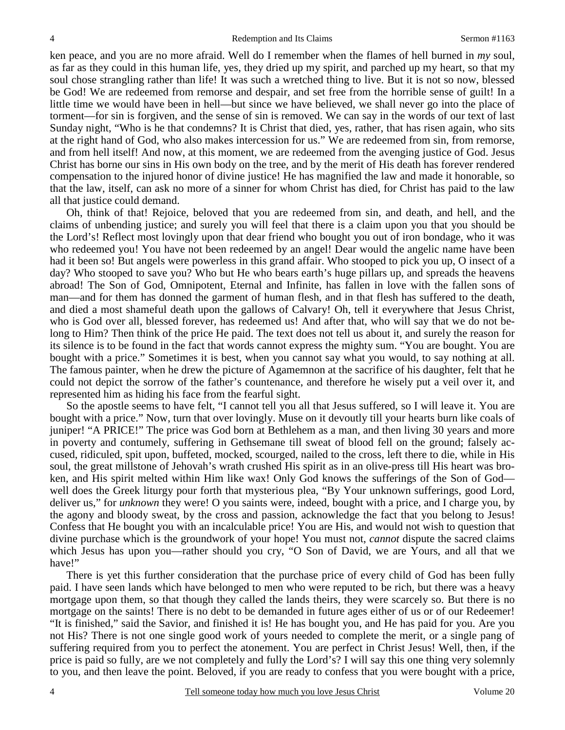ken peace, and you are no more afraid. Well do I remember when the flames of hell burned in *my* soul, as far as they could in this human life, yes, they dried up my spirit, and parched up my heart, so that my soul chose strangling rather than life! It was such a wretched thing to live. But it is not so now, blessed be God! We are redeemed from remorse and despair, and set free from the horrible sense of guilt! In a little time we would have been in hell—but since we have believed, we shall never go into the place of torment—for sin is forgiven, and the sense of sin is removed. We can say in the words of our text of last Sunday night, "Who is he that condemns? It is Christ that died, yes, rather, that has risen again, who sits at the right hand of God, who also makes intercession for us." We are redeemed from sin, from remorse, and from hell itself! And now, at this moment, we are redeemed from the avenging justice of God. Jesus Christ has borne our sins in His own body on the tree, and by the merit of His death has forever rendered compensation to the injured honor of divine justice! He has magnified the law and made it honorable, so that the law, itself, can ask no more of a sinner for whom Christ has died, for Christ has paid to the law all that justice could demand.

Oh, think of that! Rejoice, beloved that you are redeemed from sin, and death, and hell, and the claims of unbending justice; and surely you will feel that there is a claim upon you that you should be the Lord's! Reflect most lovingly upon that dear friend who bought you out of iron bondage, who it was who redeemed you! You have not been redeemed by an angel! Dear would the angelic name have been had it been so! But angels were powerless in this grand affair. Who stooped to pick you up, O insect of a day? Who stooped to save you? Who but He who bears earth's huge pillars up, and spreads the heavens abroad! The Son of God, Omnipotent, Eternal and Infinite, has fallen in love with the fallen sons of man—and for them has donned the garment of human flesh, and in that flesh has suffered to the death, and died a most shameful death upon the gallows of Calvary! Oh, tell it everywhere that Jesus Christ, who is God over all, blessed forever, has redeemed us! And after that, who will say that we do not belong to Him? Then think of the price He paid. The text does not tell us about it, and surely the reason for its silence is to be found in the fact that words cannot express the mighty sum. "You are bought. You are bought with a price." Sometimes it is best, when you cannot say what you would, to say nothing at all. The famous painter, when he drew the picture of Agamemnon at the sacrifice of his daughter, felt that he could not depict the sorrow of the father's countenance, and therefore he wisely put a veil over it, and represented him as hiding his face from the fearful sight.

So the apostle seems to have felt, "I cannot tell you all that Jesus suffered, so I will leave it. You are bought with a price." Now, turn that over lovingly. Muse on it devoutly till your hearts burn like coals of juniper! "A PRICE!" The price was God born at Bethlehem as a man, and then living 30 years and more in poverty and contumely, suffering in Gethsemane till sweat of blood fell on the ground; falsely accused, ridiculed, spit upon, buffeted, mocked, scourged, nailed to the cross, left there to die, while in His soul, the great millstone of Jehovah's wrath crushed His spirit as in an olive-press till His heart was broken, and His spirit melted within Him like wax! Only God knows the sufferings of the Son of God—well does the Greek liturgy pour forth that mysterious plea, "By Your unknown sufferings, good Lord, deliver us," for *unknown* they were! O you saints were, indeed, bought with a price, and I charge you, by the agony and bloody sweat, by the cross and passion, acknowledge the fact that you belong to Jesus! Confess that He bought you with an incalculable price! You are His, and would not wish to question that divine purchase which is the groundwork of your hope! You must not, *cannot* dispute the sacred claims which Jesus has upon you—rather should you cry, "O Son of David, we are Yours, and all that we have!"

There is yet this further consideration that the purchase price of every child of God has been fully paid. I have seen lands which have belonged to men who were reputed to be rich, but there was a heavy mortgage upon them, so that though they called the lands theirs, they were scarcely so. But there is no mortgage on the saints! There is no debt to be demanded in future ages either of us or of our Redeemer! "It is finished," said the Savior, and finished it is! He has bought you, and He has paid for you. Are you not His? There is not one single good work of yours needed to complete the merit, or a single pang of suffering required from you to perfect the atonement. You are perfect in Christ Jesus! Well, then, if the price is paid so fully, are we not completely and fully the Lord's? I will say this one thing very solemnly to you, and then leave the point. Beloved, if you are ready to confess that you were bought with a price,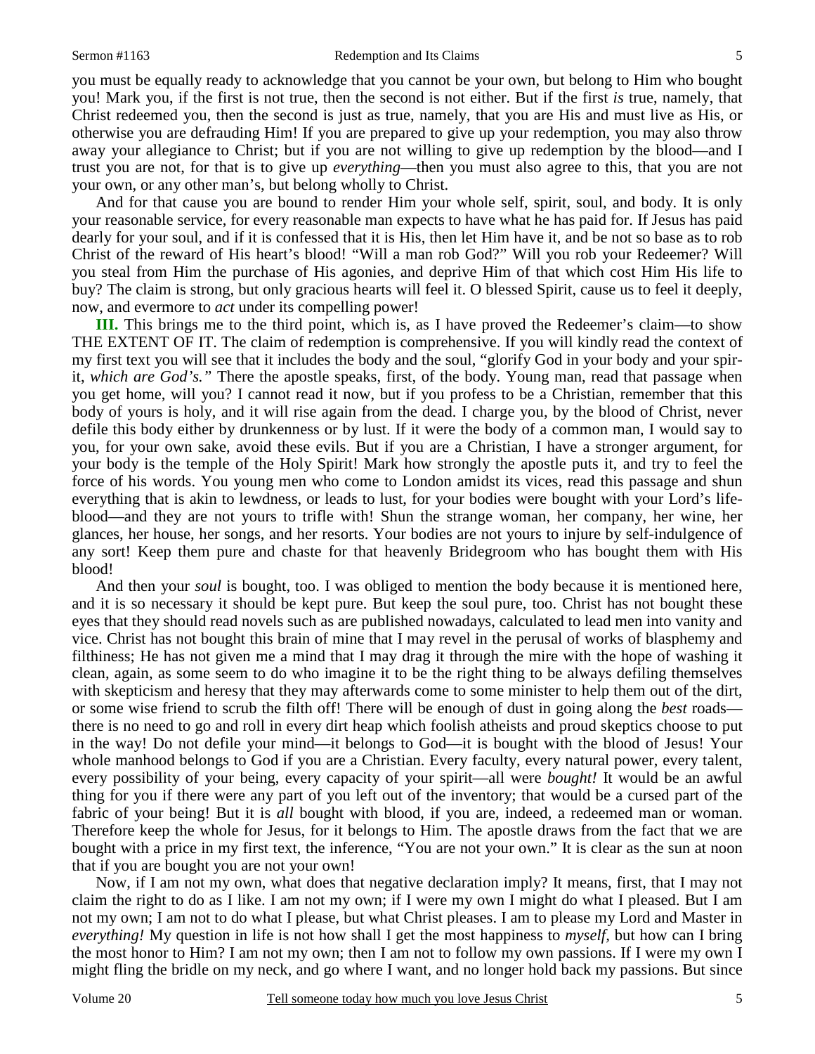you must be equally ready to acknowledge that you cannot be your own, but belong to Him who bought you! Mark you, if the first is not true, then the second is not either. But if the first *is* true, namely, that Christ redeemed you, then the second is just as true, namely, that you are His and must live as His, or otherwise you are defrauding Him! If you are prepared to give up your redemption, you may also throw away your allegiance to Christ; but if you are not willing to give up redemption by the blood—and I trust you are not, for that is to give up *everything*—then you must also agree to this, that you are not your own, or any other man's, but belong wholly to Christ.

And for that cause you are bound to render Him your whole self, spirit, soul, and body. It is only your reasonable service, for every reasonable man expects to have what he has paid for. If Jesus has paid dearly for your soul, and if it is confessed that it is His, then let Him have it, and be not so base as to rob Christ of the reward of His heart's blood! "Will a man rob God?" Will you rob your Redeemer? Will you steal from Him the purchase of His agonies, and deprive Him of that which cost Him His life to buy? The claim is strong, but only gracious hearts will feel it. O blessed Spirit, cause us to feel it deeply, now, and evermore to *act* under its compelling power!

**III.** This brings me to the third point, which is, as I have proved the Redeemer's claim—to show THE EXTENT OF IT. The claim of redemption is comprehensive. If you will kindly read the context of my first text you will see that it includes the body and the soul, "glorify God in your body and your spirit, *which are God's."* There the apostle speaks, first, of the body. Young man, read that passage when you get home, will you? I cannot read it now, but if you profess to be a Christian, remember that this body of yours is holy, and it will rise again from the dead. I charge you, by the blood of Christ, never defile this body either by drunkenness or by lust. If it were the body of a common man, I would say to you, for your own sake, avoid these evils. But if you are a Christian, I have a stronger argument, for your body is the temple of the Holy Spirit! Mark how strongly the apostle puts it, and try to feel the force of his words. You young men who come to London amidst its vices, read this passage and shun everything that is akin to lewdness, or leads to lust, for your bodies were bought with your Lord's life-blood—and they are not yours to trifle with! Shun the strange woman, her company, her wine, her glances, her house, her songs, and her resorts. Your bodies are not yours to injure by self-indulgence of any sort! Keep them pure and chaste for that heavenly Bridegroom who has bought them with His blood!

And then your *soul* is bought, too. I was obliged to mention the body because it is mentioned here, and it is so necessary it should be kept pure. But keep the soul pure, too. Christ has not bought these eyes that they should read novels such as are published nowadays, calculated to lead men into vanity and vice. Christ has not bought this brain of mine that I may revel in the perusal of works of blasphemy and filthiness; He has not given me a mind that I may drag it through the mire with the hope of washing it clean, again, as some seem to do who imagine it to be the right thing to be always defiling themselves with skepticism and heresy that they may afterwards come to some minister to help them out of the dirt, or some wise friend to scrub the filth off! There will be enough of dust in going along the *best* roads—there is no need to go and roll in every dirt heap which foolish atheists and proud skeptics choose to put in the way! Do not defile your mind—it belongs to God—it is bought with the blood of Jesus! Your whole manhood belongs to God if you are a Christian. Every faculty, every natural power, every talent, every possibility of your being, every capacity of your spirit—all were *bought!* It would be an awful thing for you if there were any part of you left out of the inventory; that would be a cursed part of the fabric of your being! But it is *all* bought with blood, if you are, indeed, a redeemed man or woman. Therefore keep the whole for Jesus, for it belongs to Him. The apostle draws from the fact that we are bought with a price in my first text, the inference, "You are not your own." It is clear as the sun at noon that if you are bought you are not your own!

Now, if I am not my own, what does that negative declaration imply? It means, first, that I may not claim the right to do as I like. I am not my own; if I were my own I might do what I pleased. But I am not my own; I am not to do what I please, but what Christ pleases. I am to please my Lord and Master in *everything!* My question in life is not how shall I get the most happiness to *myself,* but how can I bring the most honor to Him? I am not my own; then I am not to follow my own passions. If I were my own I might fling the bridle on my neck, and go where I want, and no longer hold back my passions. But since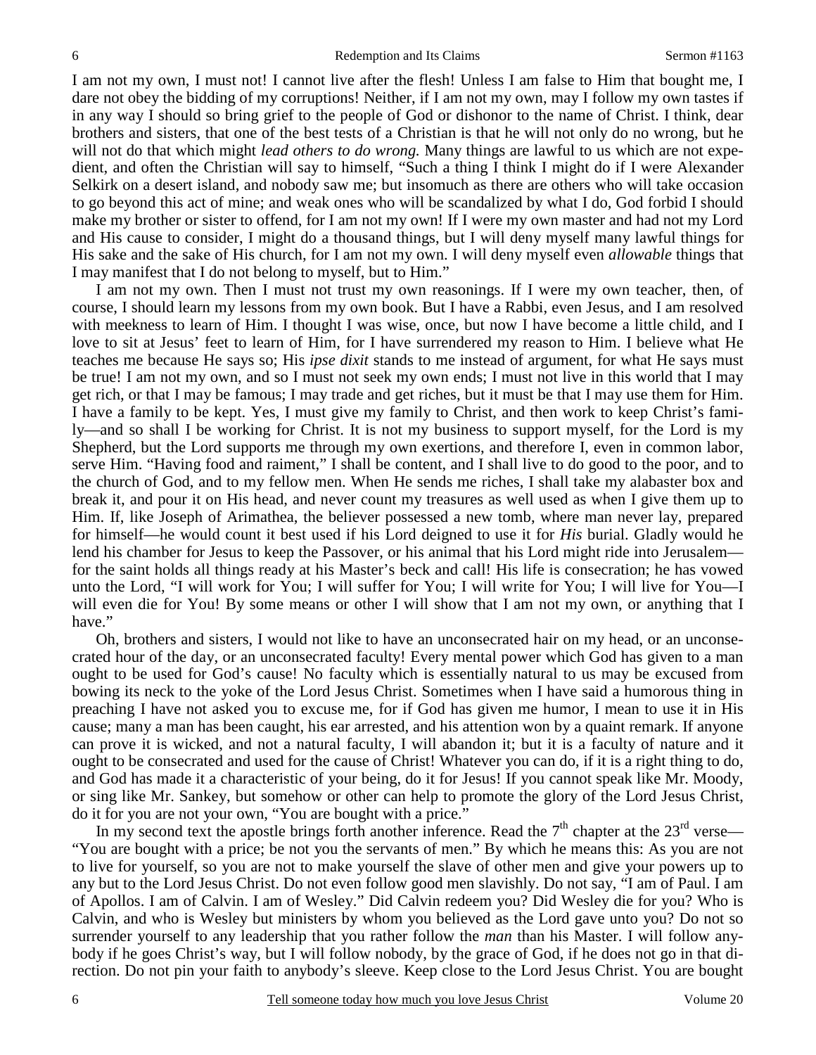I am not my own, I must not! I cannot live after the flesh! Unless I am false to Him that bought me, I dare not obey the bidding of my corruptions! Neither, if I am not my own, may I follow my own tastes if in any way I should so bring grief to the people of God or dishonor to the name of Christ. I think, dear brothers and sisters, that one of the best tests of a Christian is that he will not only do no wrong, but he will not do that which might *lead others to do wrong.* Many things are lawful to us which are not expedient, and often the Christian will say to himself, "Such a thing I think I might do if I were Alexander Selkirk on a desert island, and nobody saw me; but insomuch as there are others who will take occasion to go beyond this act of mine; and weak ones who will be scandalized by what I do, God forbid I should make my brother or sister to offend, for I am not my own! If I were my own master and had not my Lord and His cause to consider, I might do a thousand things, but I will deny myself many lawful things for His sake and the sake of His church, for I am not my own. I will deny myself even *allowable* things that I may manifest that I do not belong to myself, but to Him."

I am not my own. Then I must not trust my own reasonings. If I were my own teacher, then, of course, I should learn my lessons from my own book. But I have a Rabbi, even Jesus, and I am resolved with meekness to learn of Him. I thought I was wise, once, but now I have become a little child, and I love to sit at Jesus' feet to learn of Him, for I have surrendered my reason to Him. I believe what He teaches me because He says so; His *ipse dixit* stands to me instead of argument, for what He says must be true! I am not my own, and so I must not seek my own ends; I must not live in this world that I may get rich, or that I may be famous; I may trade and get riches, but it must be that I may use them for Him. I have a family to be kept. Yes, I must give my family to Christ, and then work to keep Christ's family—and so shall I be working for Christ. It is not my business to support myself, for the Lord is my Shepherd, but the Lord supports me through my own exertions, and therefore I, even in common labor, serve Him. "Having food and raiment," I shall be content, and I shall live to do good to the poor, and to the church of God, and to my fellow men. When He sends me riches, I shall take my alabaster box and break it, and pour it on His head, and never count my treasures as well used as when I give them up to Him. If, like Joseph of Arimathea, the believer possessed a new tomb, where man never lay, prepared for himself—he would count it best used if his Lord deigned to use it for *His* burial. Gladly would he lend his chamber for Jesus to keep the Passover, or his animal that his Lord might ride into Jerusalem—for the saint holds all things ready at his Master's beck and call! His life is consecration; he has vowed unto the Lord, "I will work for You; I will suffer for You; I will write for You; I will live for You—I will even die for You! By some means or other I will show that I am not my own, or anything that I have."

Oh, brothers and sisters, I would not like to have an unconsecrated hair on my head, or an unconsecrated hour of the day, or an unconsecrated faculty! Every mental power which God has given to a man ought to be used for God's cause! No faculty which is essentially natural to us may be excused from bowing its neck to the yoke of the Lord Jesus Christ. Sometimes when I have said a humorous thing in preaching I have not asked you to excuse me, for if God has given me humor, I mean to use it in His cause; many a man has been caught, his ear arrested, and his attention won by a quaint remark. If anyone can prove it is wicked, and not a natural faculty, I will abandon it; but it is a faculty of nature and it ought to be consecrated and used for the cause of Christ! Whatever you can do, if it is a right thing to do, and God has made it a characteristic of your being, do it for Jesus! If you cannot speak like Mr. Moody, or sing like Mr. Sankey, but somehow or other can help to promote the glory of the Lord Jesus Christ, do it for you are not your own, "You are bought with a price."

In my second text the apostle brings forth another inference. Read the 7th chapter at the 23rd verse—"You are bought with a price; be not you the servants of men." By which he means this: As you are not to live for yourself, so you are not to make yourself the slave of other men and give your powers up to any but to the Lord Jesus Christ. Do not even follow good men slavishly. Do not say, "I am of Paul. I am of Apollos. I am of Calvin. I am of Wesley." Did Calvin redeem you? Did Wesley die for you? Who is Calvin, and who is Wesley but ministers by whom you believed as the Lord gave unto you? Do not so surrender yourself to any leadership that you rather follow the *man* than his Master. I will follow anybody if he goes Christ's way, but I will follow nobody, by the grace of God, if he does not go in that direction. Do not pin your faith to anybody's sleeve. Keep close to the Lord Jesus Christ. You are bought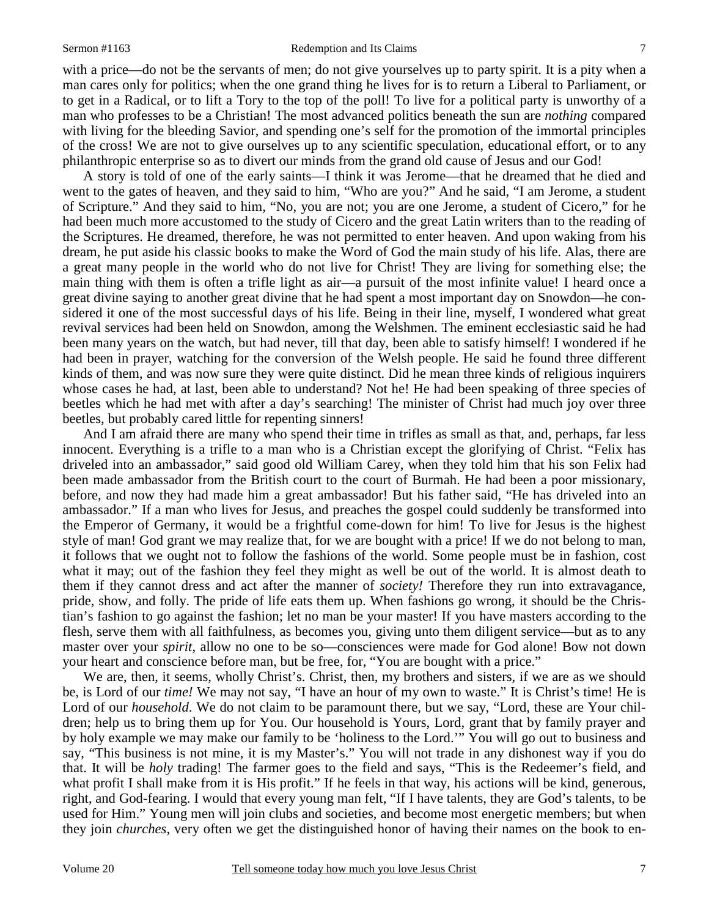with a price—do not be the servants of men; do not give yourselves up to party spirit. It is a pity when a man cares only for politics; when the one grand thing he lives for is to return a Liberal to Parliament, or to get in a Radical, or to lift a Tory to the top of the poll! To live for a political party is unworthy of a man who professes to be a Christian! The most advanced politics beneath the sun are *nothing* compared with living for the bleeding Savior, and spending one's self for the promotion of the immortal principles of the cross! We are not to give ourselves up to any scientific speculation, educational effort, or to any philanthropic enterprise so as to divert our minds from the grand old cause of Jesus and our God!

A story is told of one of the early saints—I think it was Jerome—that he dreamed that he died and went to the gates of heaven, and they said to him, "Who are you?" And he said, "I am Jerome, a student of Scripture." And they said to him, "No, you are not; you are one Jerome, a student of Cicero," for he had been much more accustomed to the study of Cicero and the great Latin writers than to the reading of the Scriptures. He dreamed, therefore, he was not permitted to enter heaven. And upon waking from his dream, he put aside his classic books to make the Word of God the main study of his life. Alas, there are a great many people in the world who do not live for Christ! They are living for something else; the main thing with them is often a trifle light as air—a pursuit of the most infinite value! I heard once a great divine saying to another great divine that he had spent a most important day on Snowdon—he considered it one of the most successful days of his life. Being in their line, myself, I wondered what great revival services had been held on Snowdon, among the Welshmen. The eminent ecclesiastic said he had been many years on the watch, but had never, till that day, been able to satisfy himself! I wondered if he had been in prayer, watching for the conversion of the Welsh people. He said he found three different kinds of them, and was now sure they were quite distinct. Did he mean three kinds of religious inquirers whose cases he had, at last, been able to understand? Not he! He had been speaking of three species of beetles which he had met with after a day's searching! The minister of Christ had much joy over three beetles, but probably cared little for repenting sinners!

And I am afraid there are many who spend their time in trifles as small as that, and, perhaps, far less innocent. Everything is a trifle to a man who is a Christian except the glorifying of Christ. "Felix has driveled into an ambassador," said good old William Carey, when they told him that his son Felix had been made ambassador from the British court to the court of Burmah. He had been a poor missionary, before, and now they had made him a great ambassador! But his father said, "He has driveled into an ambassador." If a man who lives for Jesus, and preaches the gospel could suddenly be transformed into the Emperor of Germany, it would be a frightful come-down for him! To live for Jesus is the highest style of man! God grant we may realize that, for we are bought with a price! If we do not belong to man, it follows that we ought not to follow the fashions of the world. Some people must be in fashion, cost what it may; out of the fashion they feel they might as well be out of the world. It is almost death to them if they cannot dress and act after the manner of *society!* Therefore they run into extravagance, pride, show, and folly. The pride of life eats them up. When fashions go wrong, it should be the Christian's fashion to go against the fashion; let no man be your master! If you have masters according to the flesh, serve them with all faithfulness, as becomes you, giving unto them diligent service—but as to any master over your *spirit*, allow no one to be so—consciences were made for God alone! Bow not down your heart and conscience before man, but be free, for, "You are bought with a price."

We are, then, it seems, wholly Christ's. Christ, then, my brothers and sisters, if we are as we should be, is Lord of our *time!* We may not say, "I have an hour of my own to waste." It is Christ's time! He is Lord of our *household*. We do not claim to be paramount there, but we say, "Lord, these are Your children; help us to bring them up for You. Our household is Yours, Lord, grant that by family prayer and by holy example we may make our family to be 'holiness to the Lord.'" You will go out to business and say, "This business is not mine, it is my Master's." You will not trade in any dishonest way if you do that. It will be *holy* trading! The farmer goes to the field and says, "This is the Redeemer's field, and what profit I shall make from it is His profit." If he feels in that way, his actions will be kind, generous, right, and God-fearing. I would that every young man felt, "If I have talents, they are God's talents, to be used for Him." Young men will join clubs and societies, and become most energetic members; but when they join *churches,* very often we get the distinguished honor of having their names on the book to en-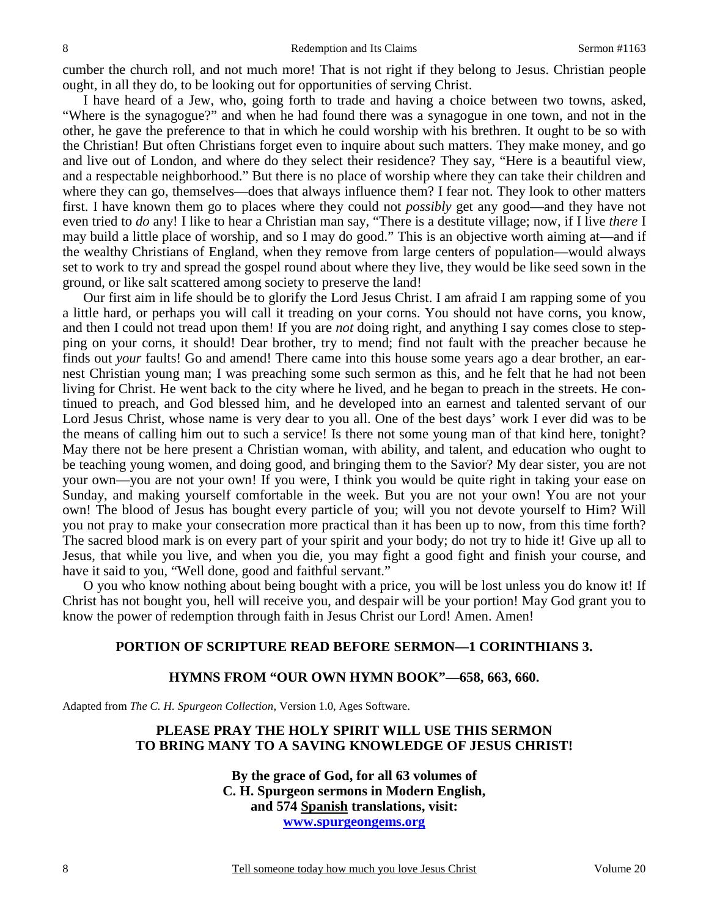cumber the church roll, and not much more! That is not right if they belong to Jesus. Christian people ought, in all they do, to be looking out for opportunities of serving Christ.

I have heard of a Jew, who, going forth to trade and having a choice between two towns, asked, "Where is the synagogue?" and when he had found there was a synagogue in one town, and not in the other, he gave the preference to that in which he could worship with his brethren. It ought to be so with the Christian! But often Christians forget even to inquire about such matters. They make money, and go and live out of London, and where do they select their residence? They say, "Here is a beautiful view, and a respectable neighborhood." But there is no place of worship where they can take their children and where they can go, themselves—does that always influence them? I fear not. They look to other matters first. I have known them go to places where they could not *possibly* get any good—and they have not even tried to *do* any! I like to hear a Christian man say, "There is a destitute village; now, if I live *there* I may build a little place of worship, and so I may do good." This is an objective worth aiming at—and if the wealthy Christians of England, when they remove from large centers of population—would always set to work to try and spread the gospel round about where they live, they would be like seed sown in the ground, or like salt scattered among society to preserve the land!

Our first aim in life should be to glorify the Lord Jesus Christ. I am afraid I am rapping some of you a little hard, or perhaps you will call it treading on your corns. You should not have corns, you know, and then I could not tread upon them! If you are *not* doing right, and anything I say comes close to stepping on your corns, it should! Dear brother, try to mend; find not fault with the preacher because he finds out *your* faults! Go and amend! There came into this house some years ago a dear brother, an earnest Christian young man; I was preaching some such sermon as this, and he felt that he had not been living for Christ. He went back to the city where he lived, and he began to preach in the streets. He continued to preach, and God blessed him, and he developed into an earnest and talented servant of our Lord Jesus Christ, whose name is very dear to you all. One of the best days' work I ever did was to be the means of calling him out to such a service! Is there not some young man of that kind here, tonight? May there not be here present a Christian woman, with ability, and talent, and education who ought to be teaching young women, and doing good, and bringing them to the Savior? My dear sister, you are not your own—you are not your own! If you were, I think you would be quite right in taking your ease on Sunday, and making yourself comfortable in the week. But you are not your own! You are not your own! The blood of Jesus has bought every particle of you; will you not devote yourself to Him? Will you not pray to make your consecration more practical than it has been up to now, from this time forth? The sacred blood mark is on every part of your spirit and your body; do not try to hide it! Give up all to Jesus, that while you live, and when you die, you may fight a good fight and finish your course, and have it said to you, "Well done, good and faithful servant."

O you who know nothing about being bought with a price, you will be lost unless you do know it! If Christ has not bought you, hell will receive you, and despair will be your portion! May God grant you to know the power of redemption through faith in Jesus Christ our Lord! Amen. Amen!

**PORTION OF SCRIPTURE READ BEFORE SERMON—1 CORINTHIANS 3.**

**HYMNS FROM "OUR OWN HYMN BOOK"—658, 663, 660.**

Adapted from *The C. H. Spurgeon Collection*, Version 1.0, Ages Software.

**PLEASE PRAY THE HOLY SPIRIT WILL USE THIS SERMON TO BRING MANY TO A SAVING KNOWLEDGE OF JESUS CHRIST!**

**By the grace of God, for all 63 volumes of C. H. Spurgeon sermons in Modern English, and 574 Spanish translations, visit: www.spurgeongems.org**